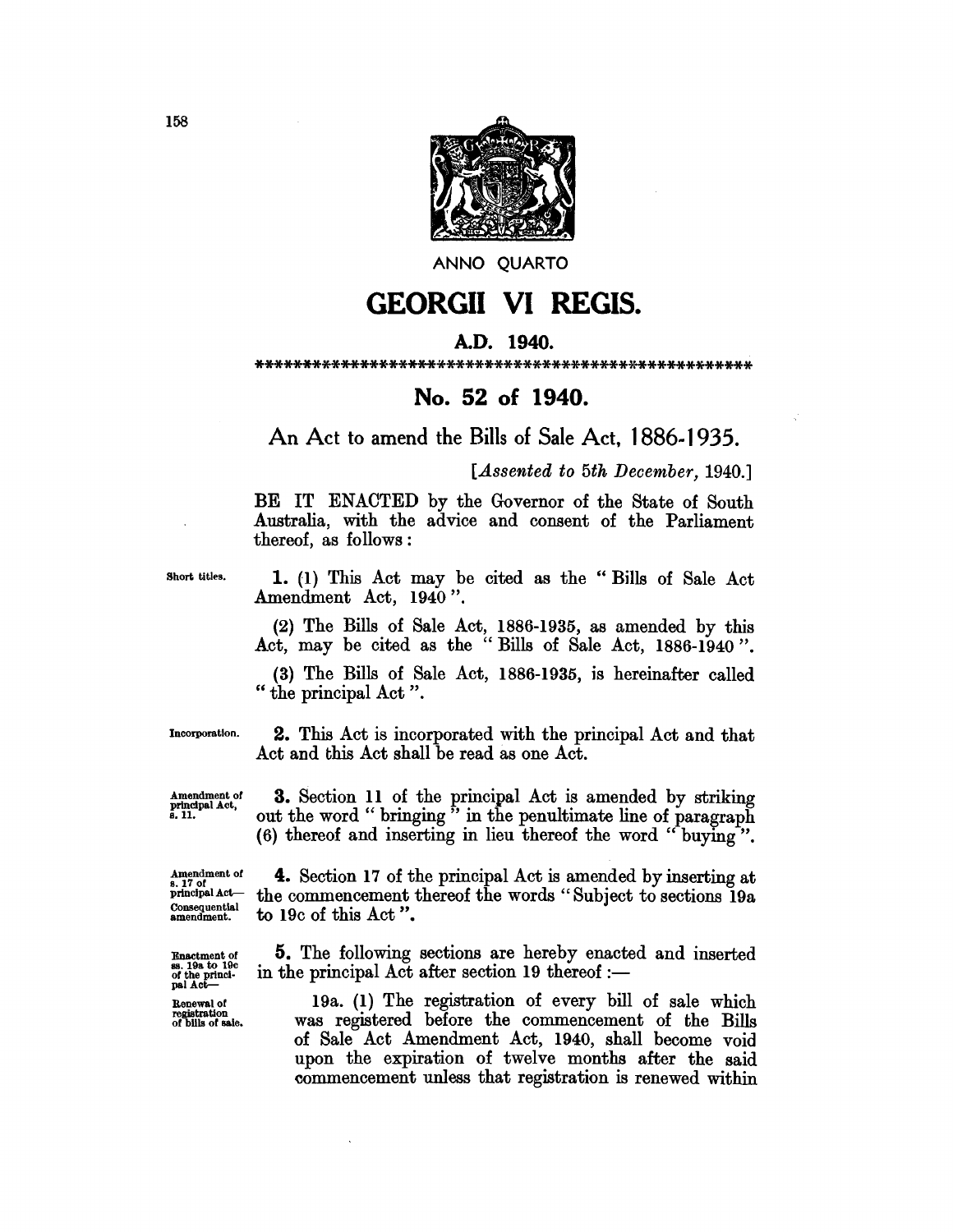ANNO QUARTO

# GEORGII VI REGIS.

**A.D. 1940.**

\*\*\*\*\*\*\*\*\*\*\*\*\*\*\*\*\*\*\*\*\*\*\*\*\*\*\*\*\*\*\*\*\*\*\*\*\*\*\*\*\*\*\*\*\*\*\*\*\*\*\*\*\*\*\*

## No. 52 of 1940.

An Act to amend the Bills of Sale Act, 1886-1935.

[*Assented to 5th December, 1940.*]

BE IT ENACTED by the Governor of the State of South Australia, with the advice and consent of the Parliament thereof, as follows:

Short titles.

**1.** (1) This Act may be cited as the "Bills of Sale Act Amendment Act, 1940".

(2) The Bills of Sale Act, 1886-1935, as amended by this Act, may be cited as the "Bills of Sale Act, 1886-1940".

(3) The Bills of Sale Act, 1886-1935, is hereinafter called "the principal Act".

Incorporation.

**2.** This Act is incorporated with the principal Act and that Act and this Act shall be read as one Act.

Amendment of principal Act, s. 11.

**3.** Section 11 of the principal Act is amended by striking out the word "bringing" in the penultimate line of paragraph (6) thereof and inserting in lieu thereof the word "buying".

Amendment of s. 17 of principal Act—Consequential amendment.

**4.** Section 17 of the principal Act is amended by inserting at the commencement thereof the words "Subject to sections 19a to 19c of this Act".

Enactment of ss. 19a to 19c of the principal Act—

**5.** The following sections are hereby enacted and inserted in the principal Act after section 19 thereof:—

Renewal of registration of bills of sale.

19a. (1) The registration of every bill of sale which was registered before the commencement of the Bills of Sale Act Amendment Act, 1940, shall become void upon the expiration of twelve months after the said commencement unless that registration is renewed within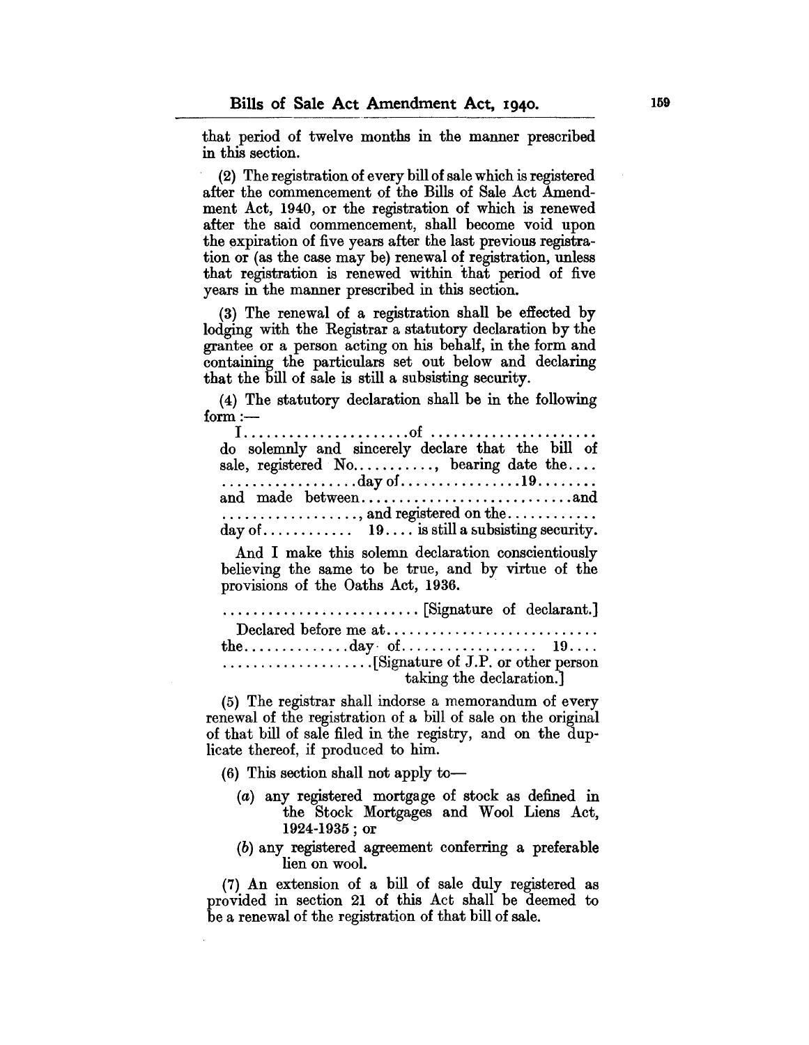that period of twelve months in the manner prescribed in this section.

(2) The registration of every bill of sale which is registered after the commencement of the Bills of Sale Act Amendment Act, 1940, or the registration of which is renewed after the said commencement, shall become void upon the expiration of five years after the last previous registration or (as the case may be) renewal of registration, unless that registration is renewed within that period of five years in the manner prescribed in this section.

(3) The renewal of a registration shall be effected by lodging with the Registrar a statutory declaration by the grantee or a person acting on his behalf, in the form and containing the particulars set out below and declaring that the bill of sale is still a subsisting security.

(4) The statutory declaration shall be in the following form:—

I......................of ......................
do solemnly and sincerely declare that the bill of sale, registered No..........., bearing date the.... ..................day of................19........ and made between............................and .................., and registered on the............ day of............ 19.... is still a subsisting security.

And I make this solemn declaration conscientiously believing the same to be true, and by virtue of the provisions of the Oaths Act, 1936.

.......................... [Signature of declarant.]

Declared before me at............................
the..............day of.................. 19....
....................[Signature of J.P. or other person taking the declaration.]

(5) The registrar shall indorse a memorandum of every renewal of the registration of a bill of sale on the original of that bill of sale filed in the registry, and on the duplicate thereof, if produced to him.

(6) This section shall not apply to—

(*a*) any registered mortgage of stock as defined in the Stock Mortgages and Wool Liens Act, 1924-1935; or

(*b*) any registered agreement conferring a preferable lien on wool.

(7) An extension of a bill of sale duly registered as provided in section 21 of this Act shall be deemed to be a renewal of the registration of that bill of sale.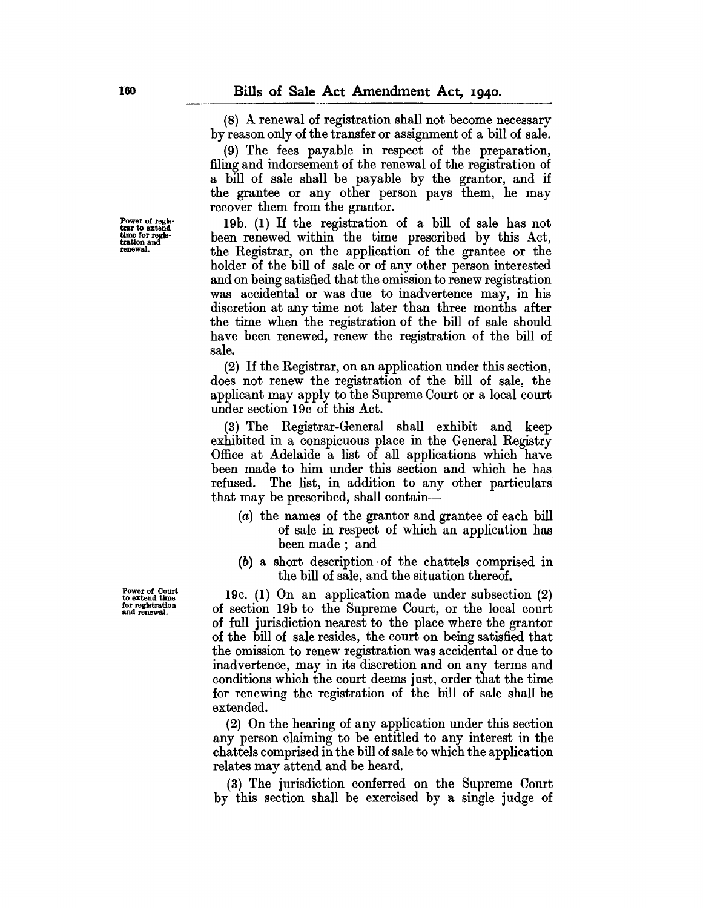(8) A renewal of registration shall not become necessary by reason only of the transfer or assignment of a bill of sale.

(9) The fees payable in respect of the preparation, filing and indorsement of the renewal of the registration of a bill of sale shall be payable by the grantor, and if the grantee or any other person pays them, he may recover them from the grantor.

Power of registrar to extend time for registration and renewal.

19b. (1) If the registration of a bill of sale has not been renewed within the time prescribed by this Act, the Registrar, on the application of the grantee or the holder of the bill of sale or of any other person interested and on being satisfied that the omission to renew registration was accidental or was due to inadvertence may, in his discretion at any time not later than three months after the time when the registration of the bill of sale should have been renewed, renew the registration of the bill of sale.

(2) If the Registrar, on an application under this section, does not renew the registration of the bill of sale, the applicant may apply to the Supreme Court or a local court under section 19c of this Act.

(3) The Registrar-General shall exhibit and keep exhibited in a conspicuous place in the General Registry Office at Adelaide a list of all applications which have been made to him under this section and which he has refused. The list, in addition to any other particulars that may be prescribed, shall contain—

- (*a*) the names of the grantor and grantee of each bill of sale in respect of which an application has been made; and
- (*b*) a short description of the chattels comprised in the bill of sale, and the situation thereof.

Power of Court to extend time for registration and renewal.

19c. (1) On an application made under subsection (2) of section 19b to the Supreme Court, or the local court of full jurisdiction nearest to the place where the grantor of the bill of sale resides, the court on being satisfied that the omission to renew registration was accidental or due to inadvertence, may in its discretion and on any terms and conditions which the court deems just, order that the time for renewing the registration of the bill of sale shall be extended.

(2) On the hearing of any application under this section any person claiming to be entitled to any interest in the chattels comprised in the bill of sale to which the application relates may attend and be heard.

(3) The jurisdiction conferred on the Supreme Court by this section shall be exercised by a single judge of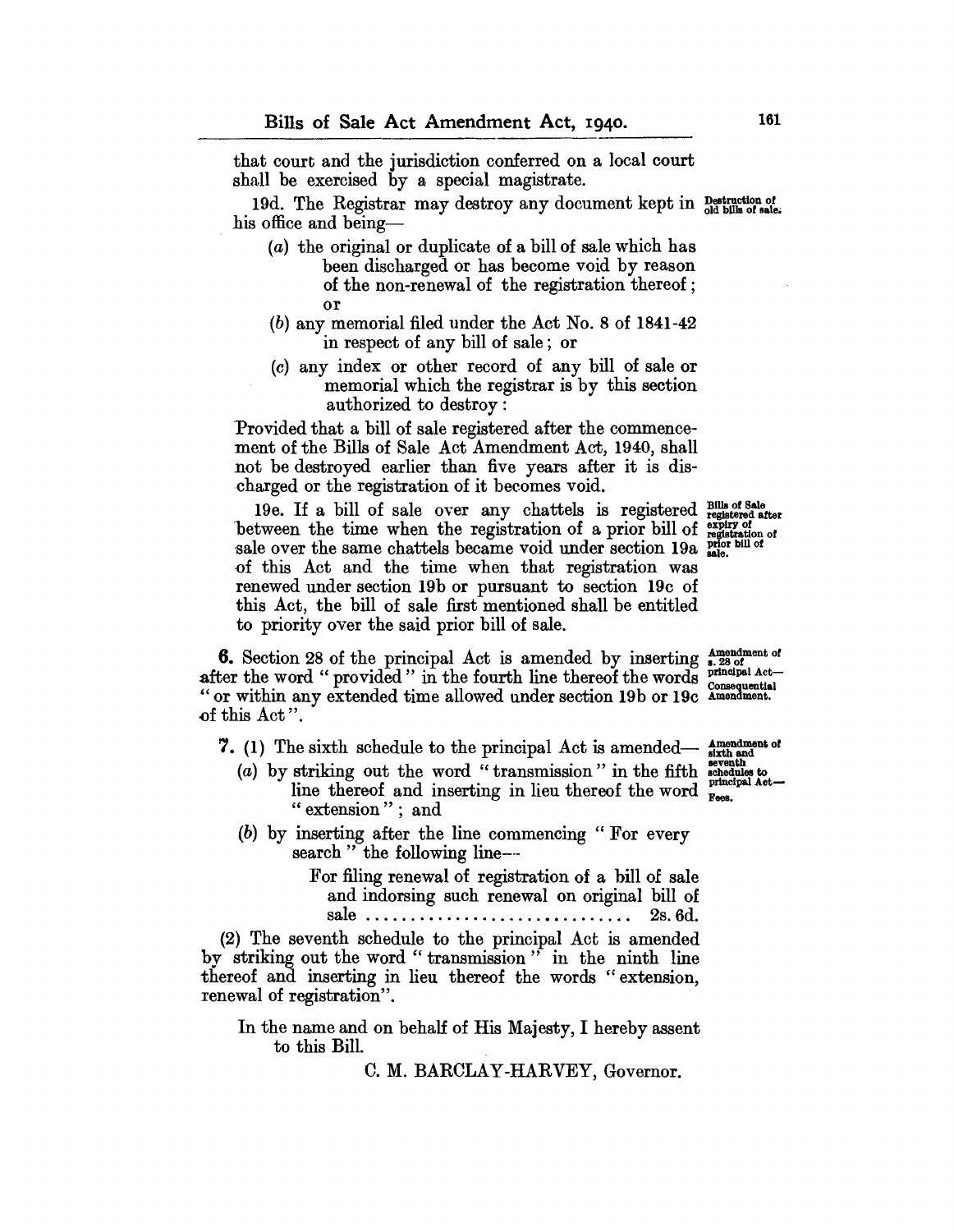that court and the jurisdiction conferred on a local court shall be exercised by a special magistrate.

19d. The Registrar may destroy any document kept in his office and being— *Destruction of old bills of sale.*

(a) the original or duplicate of a bill of sale which has been discharged or has become void by reason of the non-renewal of the registration thereof; or

(b) any memorial filed under the Act No. 8 of 1841-42 in respect of any bill of sale; or

(c) any index or other record of any bill of sale or memorial which the registrar is by this section authorized to destroy:

Provided that a bill of sale registered after the commencement of the Bills of Sale Act Amendment Act, 1940, shall not be destroyed earlier than five years after it is discharged or the registration of it becomes void.

19e. If a bill of sale over any chattels is registered between the time when the registration of a prior bill of sale over the same chattels became void under section 19a of this Act and the time when that registration was renewed under section 19b or pursuant to section 19c of this Act, the bill of sale first mentioned shall be entitled to priority over the said prior bill of sale. *Bills of Sale registered after expiry of registration of prior bill of sale.*

**6.** Section 28 of the principal Act is amended by inserting after the word "provided" in the fourth line thereof the words "or within any extended time allowed under section 19b or 19c of this Act". *Amendment of s. 28 of principal Act—Consequential Amendment.*

**7.** (1) The sixth schedule to the principal Act is amended— *Amendment of sixth and seventh schedules to principal Act—Fees.*

(a) by striking out the word "transmission" in the fifth line thereof and inserting in lieu thereof the word "extension"; and

(b) by inserting after the line commencing "For every search" the following line—

For filing renewal of registration of a bill of sale and indorsing such renewal on original bill of sale .............................. 2s. 6d.

(2) The seventh schedule to the principal Act is amended by striking out the word "transmission" in the ninth line thereof and inserting in lieu thereof the words "extension, renewal of registration".

In the name and on behalf of His Majesty, I hereby assent to this Bill.

C. M. BARCLAY-HARVEY, Governor.